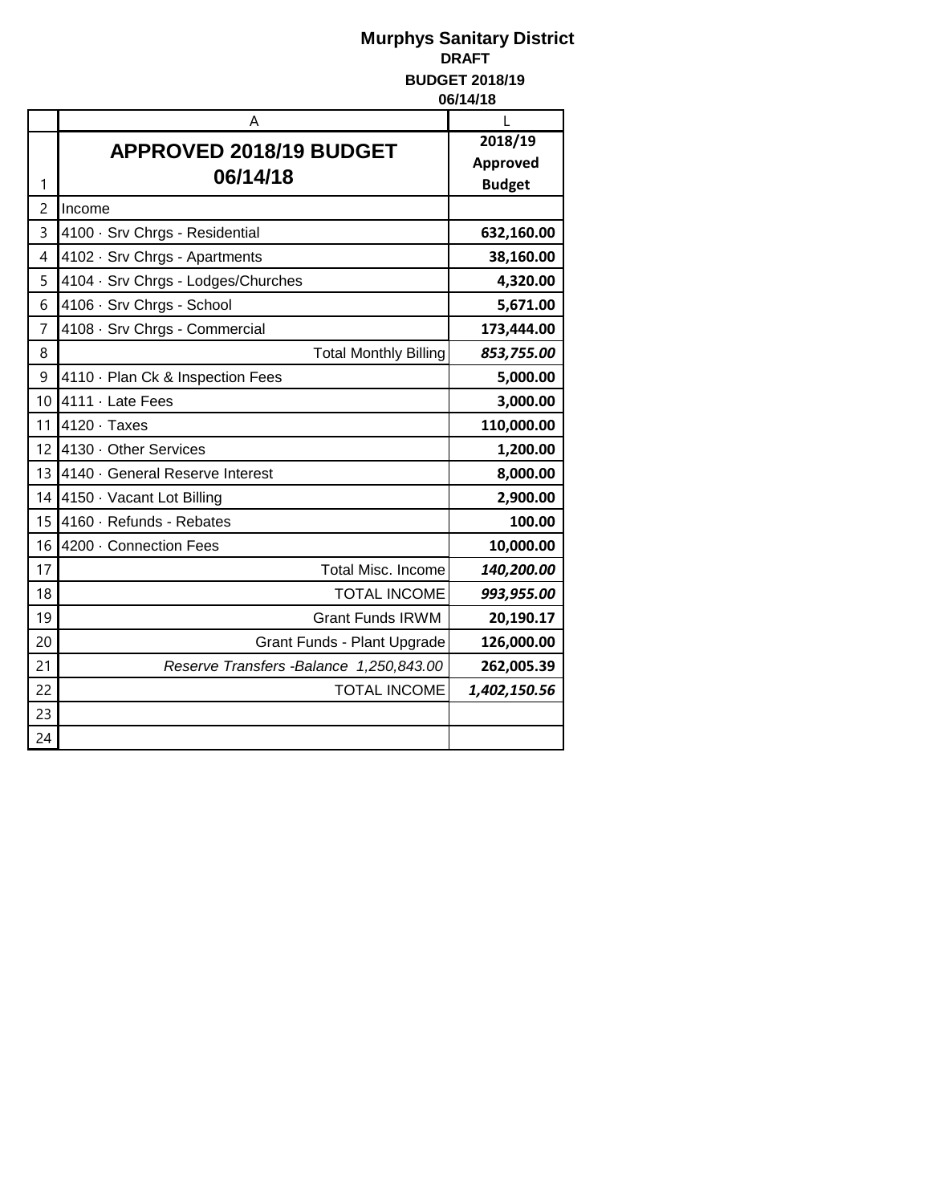# Murphys Sanitary District

**DRAFT**

**BUDGET 2018/19**

**06/14/18**

| | A | L |
|---|---|---|
| 1 | **APPROVED 2018/19 BUDGET 06/14/18** | **2018/19 Approved Budget** |
| 2 | Income | |
| 3 | 4100 · Srv Chrgs - Residential | **632,160.00** |
| 4 | 4102 · Srv Chrgs - Apartments | **38,160.00** |
| 5 | 4104 · Srv Chrgs - Lodges/Churches | **4,320.00** |
| 6 | 4106 · Srv Chrgs - School | **5,671.00** |
| 7 | 4108 · Srv Chrgs - Commercial | **173,444.00** |
| 8 | Total Monthly Billing | ***853,755.00*** |
| 9 | 4110 · Plan Ck & Inspection Fees | **5,000.00** |
| 10 | 4111 · Late Fees | **3,000.00** |
| 11 | 4120 · Taxes | **110,000.00** |
| 12 | 4130 · Other Services | **1,200.00** |
| 13 | 4140 · General Reserve Interest | **8,000.00** |
| 14 | 4150 · Vacant Lot Billing | **2,900.00** |
| 15 | 4160 · Refunds - Rebates | **100.00** |
| 16 | 4200 · Connection Fees | **10,000.00** |
| 17 | Total Misc. Income | ***140,200.00*** |
| 18 | TOTAL INCOME | ***993,955.00*** |
| 19 | Grant Funds IRWM | **20,190.17** |
| 20 | Grant Funds - Plant Upgrade | **126,000.00** |
| 21 | *Reserve Transfers -Balance 1,250,843.00* | **262,005.39** |
| 22 | TOTAL INCOME | ***1,402,150.56*** |
| 23 | | |
| 24 | | |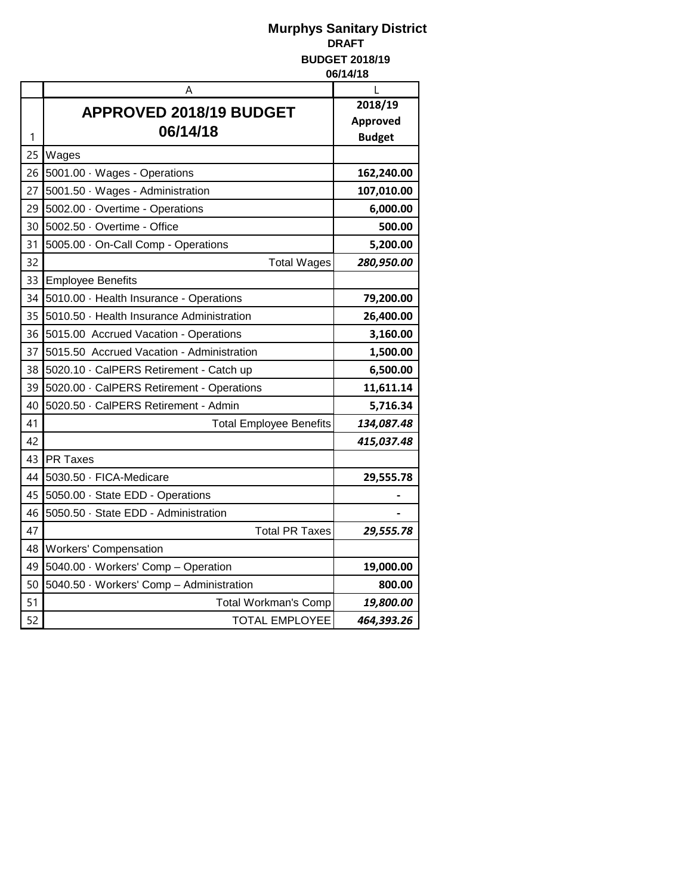**Murphys Sanitary District**

**DRAFT**

**BUDGET 2018/19**

**06/14/18**

| | A | L |
|---|---|---|
| 1 | **APPROVED 2018/19 BUDGET 06/14/18** | **2018/19 Approved Budget** |
| 25 | Wages | |
| 26 | 5001.00 · Wages - Operations | **162,240.00** |
| 27 | 5001.50 · Wages - Administration | **107,010.00** |
| 29 | 5002.00 · Overtime - Operations | **6,000.00** |
| 30 | 5002.50 · Overtime - Office | **500.00** |
| 31 | 5005.00 · On-Call Comp - Operations | **5,200.00** |
| 32 | Total Wages | ***280,950.00*** |
| 33 | Employee Benefits | |
| 34 | 5010.00 · Health Insurance - Operations | **79,200.00** |
| 35 | 5010.50 · Health Insurance Administration | **26,400.00** |
| 36 | 5015.00 Accrued Vacation - Operations | **3,160.00** |
| 37 | 5015.50 Accrued Vacation - Administration | **1,500.00** |
| 38 | 5020.10 · CalPERS Retirement - Catch up | **6,500.00** |
| 39 | 5020.00 · CalPERS Retirement - Operations | **11,611.14** |
| 40 | 5020.50 · CalPERS Retirement - Admin | **5,716.34** |
| 41 | Total Employee Benefits | ***134,087.48*** |
| 42 | | ***415,037.48*** |
| 43 | PR Taxes | |
| 44 | 5030.50 · FICA-Medicare | **29,555.78** |
| 45 | 5050.00 · State EDD - Operations | **-** |
| 46 | 5050.50 · State EDD - Administration | **-** |
| 47 | Total PR Taxes | ***29,555.78*** |
| 48 | Workers' Compensation | |
| 49 | 5040.00 · Workers' Comp – Operation | **19,000.00** |
| 50 | 5040.50 · Workers' Comp – Administration | **800.00** |
| 51 | Total Workman's Comp | ***19,800.00*** |
| 52 | TOTAL EMPLOYEE | ***464,393.26*** |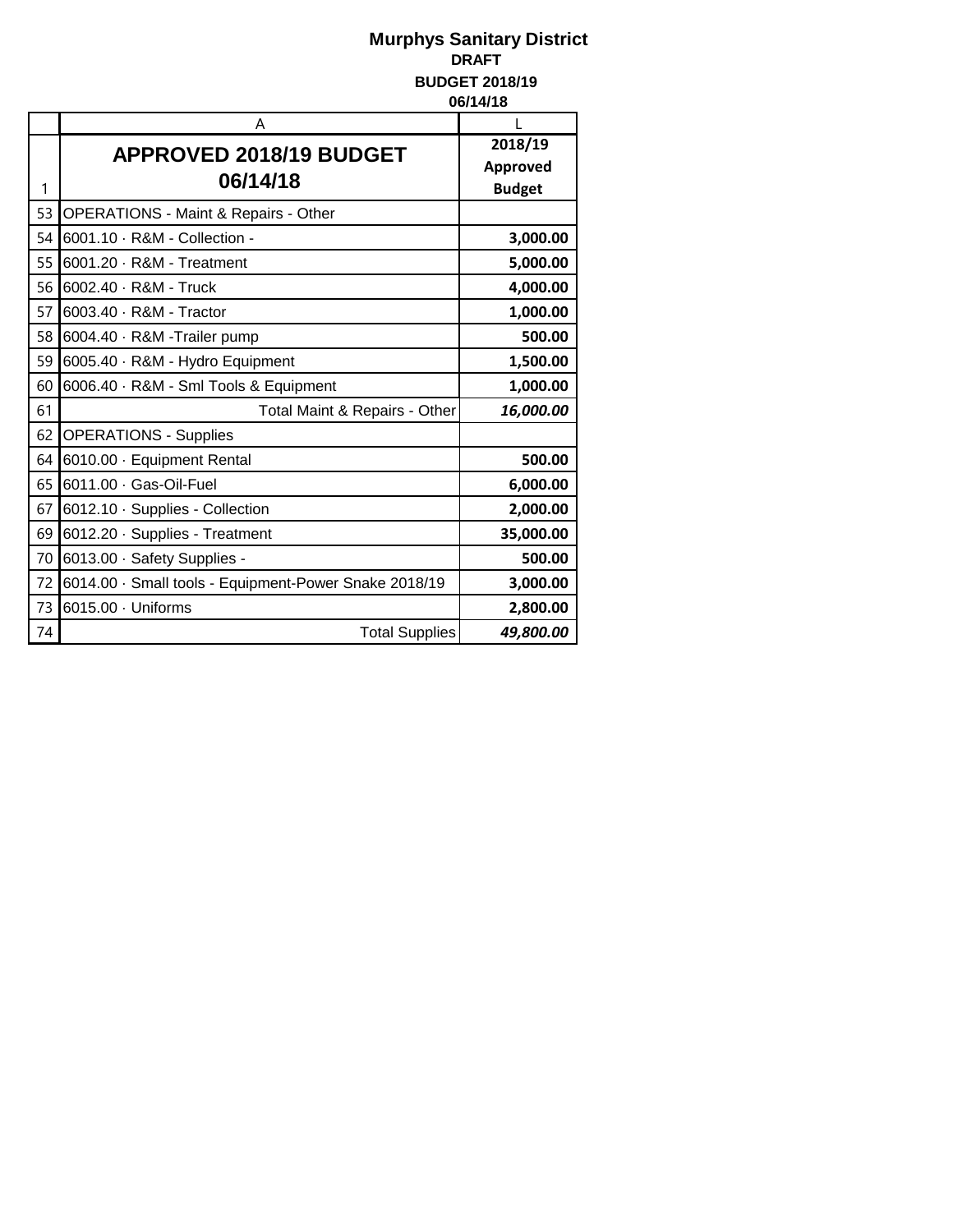**Murphys Sanitary District**

**DRAFT**

**BUDGET 2018/19**

**06/14/18**

| | A | L |
|---|---|---|
| 1 | **APPROVED 2018/19 BUDGET 06/14/18** | **2018/19 Approved Budget** |
| 53 | OPERATIONS - Maint & Repairs - Other | |
| 54 | 6001.10 · R&M - Collection - | **3,000.00** |
| 55 | 6001.20 · R&M - Treatment | **5,000.00** |
| 56 | 6002.40 · R&M - Truck | **4,000.00** |
| 57 | 6003.40 · R&M - Tractor | **1,000.00** |
| 58 | 6004.40 · R&M -Trailer pump | **500.00** |
| 59 | 6005.40 · R&M - Hydro Equipment | **1,500.00** |
| 60 | 6006.40 · R&M - Sml Tools & Equipment | **1,000.00** |
| 61 | Total Maint & Repairs - Other | ***16,000.00*** |
| 62 | OPERATIONS - Supplies | |
| 64 | 6010.00 · Equipment Rental | **500.00** |
| 65 | 6011.00 · Gas-Oil-Fuel | **6,000.00** |
| 67 | 6012.10 · Supplies - Collection | **2,000.00** |
| 69 | 6012.20 · Supplies - Treatment | **35,000.00** |
| 70 | 6013.00 · Safety Supplies - | **500.00** |
| 72 | 6014.00 · Small tools - Equipment-Power Snake 2018/19 | **3,000.00** |
| 73 | 6015.00 · Uniforms | **2,800.00** |
| 74 | Total Supplies | ***49,800.00*** |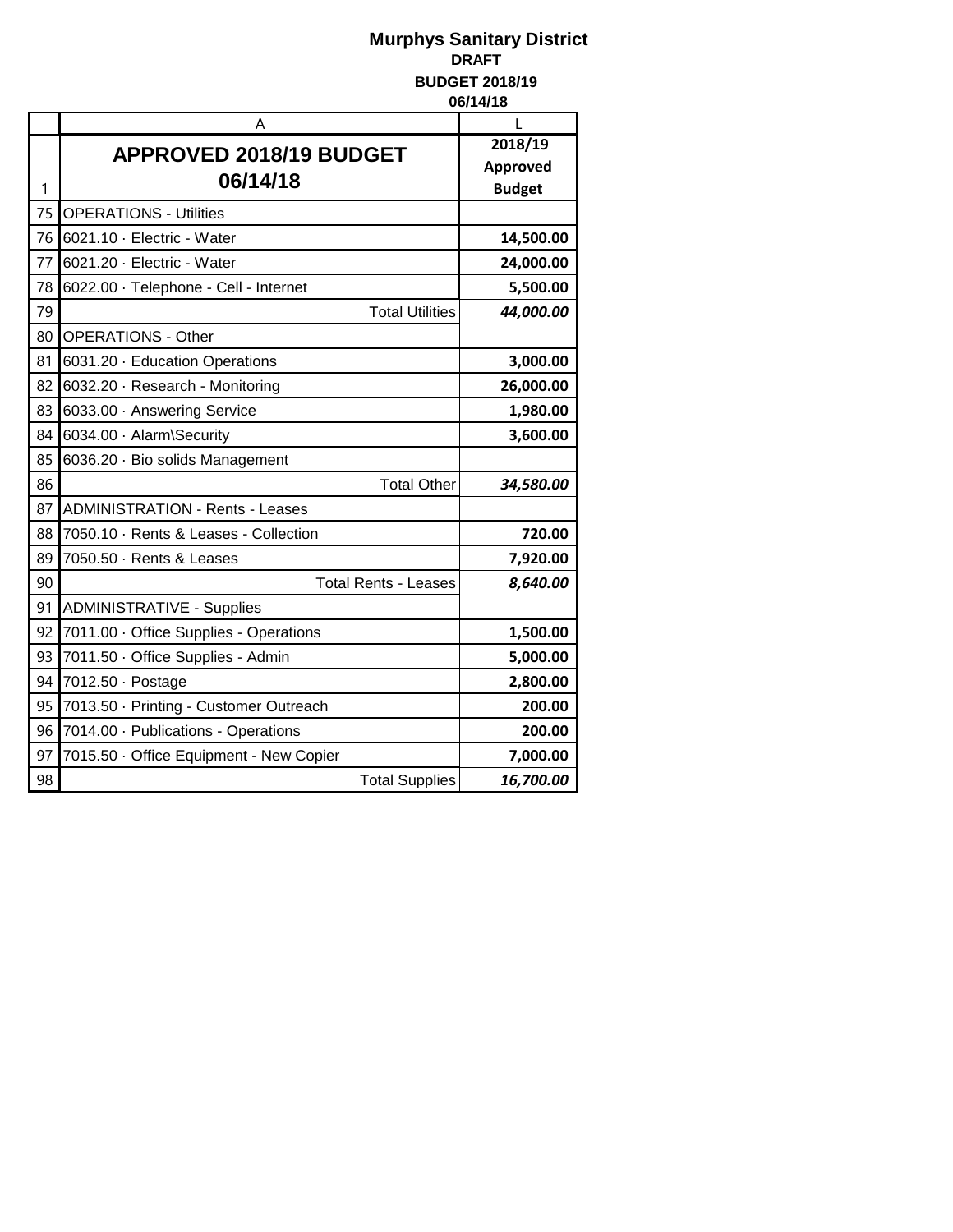# Murphys Sanitary District

**DRAFT**

**BUDGET 2018/19**

**06/14/18**

| | A | L |
|---|---|---|
| 1 | **APPROVED 2018/19 BUDGET 06/14/18** | **2018/19 Approved Budget** |
| 75 | OPERATIONS - Utilities | |
| 76 | 6021.10 · Electric - Water | **14,500.00** |
| 77 | 6021.20 · Electric - Water | **24,000.00** |
| 78 | 6022.00 · Telephone - Cell - Internet | **5,500.00** |
| 79 | Total Utilities | ***44,000.00*** |
| 80 | OPERATIONS - Other | |
| 81 | 6031.20 · Education Operations | **3,000.00** |
| 82 | 6032.20 · Research - Monitoring | **26,000.00** |
| 83 | 6033.00 · Answering Service | **1,980.00** |
| 84 | 6034.00 · Alarm\Security | **3,600.00** |
| 85 | 6036.20 · Bio solids Management | |
| 86 | Total Other | ***34,580.00*** |
| 87 | ADMINISTRATION - Rents - Leases | |
| 88 | 7050.10 · Rents & Leases - Collection | **720.00** |
| 89 | 7050.50 · Rents & Leases | **7,920.00** |
| 90 | Total Rents - Leases | ***8,640.00*** |
| 91 | ADMINISTRATIVE - Supplies | |
| 92 | 7011.00 · Office Supplies - Operations | **1,500.00** |
| 93 | 7011.50 · Office Supplies - Admin | **5,000.00** |
| 94 | 7012.50 · Postage | **2,800.00** |
| 95 | 7013.50 · Printing - Customer Outreach | **200.00** |
| 96 | 7014.00 · Publications - Operations | **200.00** |
| 97 | 7015.50 · Office Equipment - New Copier | **7,000.00** |
| 98 | Total Supplies | ***16,700.00*** |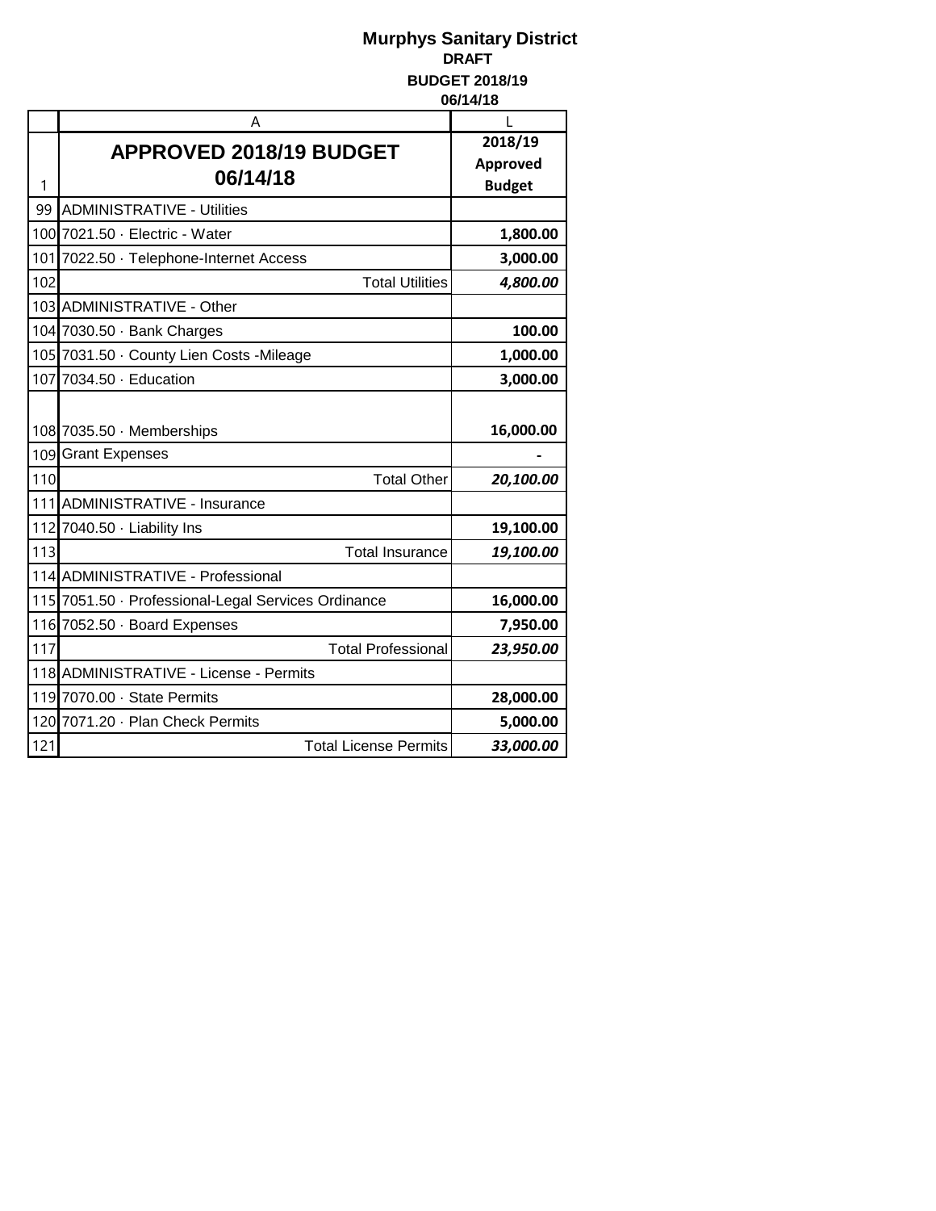# Murphys Sanitary District

**DRAFT**

**BUDGET 2018/19**

**06/14/18**

| | A | L |
|---|---|---|
| 1 | **APPROVED 2018/19 BUDGET 06/14/18** | **2018/19 Approved Budget** |
| 99 | ADMINISTRATIVE - Utilities | |
| 100 | 7021.50 · Electric - Water | **1,800.00** |
| 101 | 7022.50 · Telephone-Internet Access | **3,000.00** |
| 102 | Total Utilities | ***4,800.00*** |
| 103 | ADMINISTRATIVE - Other | |
| 104 | 7030.50 · Bank Charges | **100.00** |
| 105 | 7031.50 · County Lien Costs -Mileage | **1,000.00** |
| 107 | 7034.50 · Education | **3,000.00** |
| 108 | 7035.50 · Memberships | **16,000.00** |
| 109 | Grant Expenses | **-** |
| 110 | Total Other | ***20,100.00*** |
| 111 | ADMINISTRATIVE - Insurance | |
| 112 | 7040.50 · Liability Ins | **19,100.00** |
| 113 | Total Insurance | ***19,100.00*** |
| 114 | ADMINISTRATIVE - Professional | |
| 115 | 7051.50 · Professional-Legal Services Ordinance | **16,000.00** |
| 116 | 7052.50 · Board Expenses | **7,950.00** |
| 117 | Total Professional | ***23,950.00*** |
| 118 | ADMINISTRATIVE - License - Permits | |
| 119 | 7070.00 · State Permits | **28,000.00** |
| 120 | 7071.20 · Plan Check Permits | **5,000.00** |
| 121 | Total License Permits | ***33,000.00*** |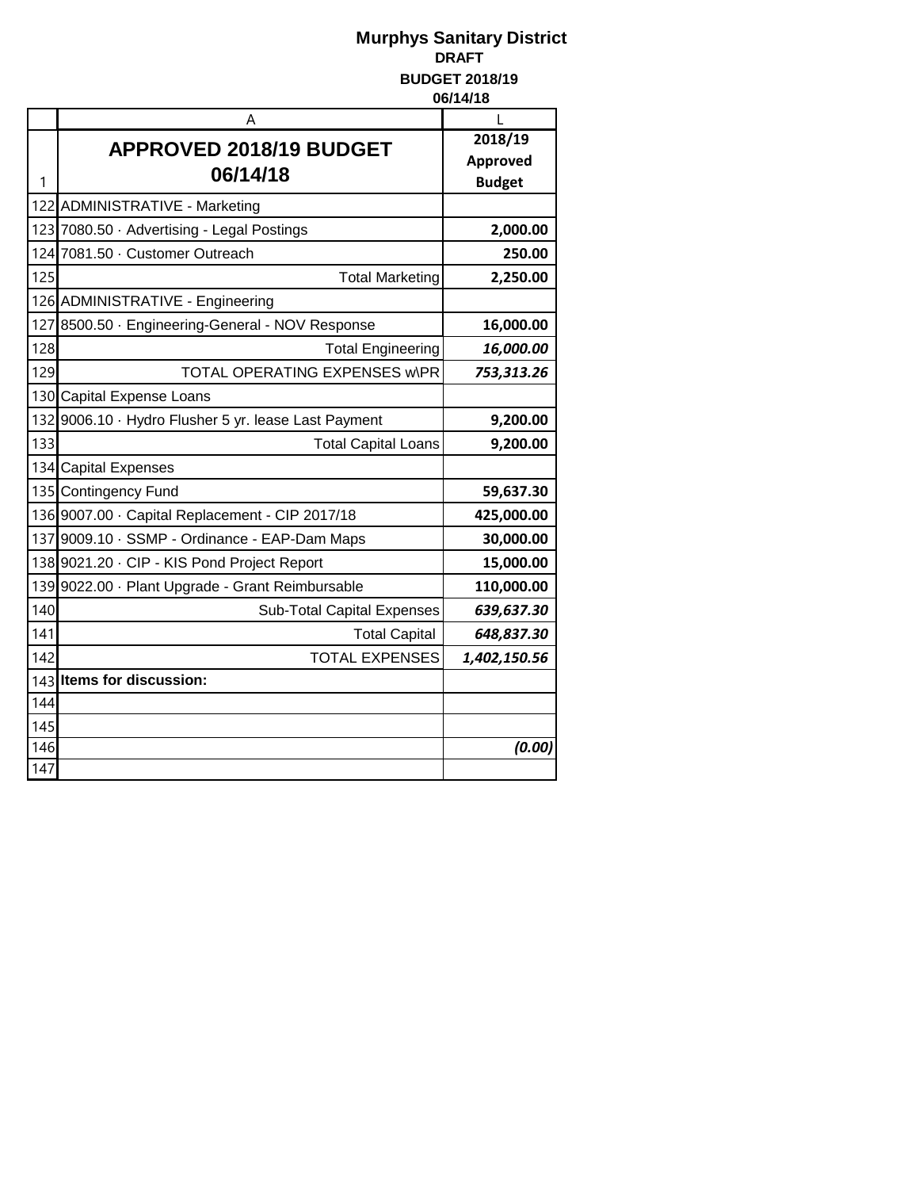# Murphys Sanitary District

**DRAFT**

**BUDGET 2018/19**

**06/14/18**

| | A | L |
|---|---|---|
| 1 | **APPROVED 2018/19 BUDGET 06/14/18** | **2018/19 Approved Budget** |
| 122 | ADMINISTRATIVE - Marketing | |
| 123 | 7080.50 · Advertising - Legal Postings | **2,000.00** |
| 124 | 7081.50 · Customer Outreach | **250.00** |
| 125 | Total Marketing | **2,250.00** |
| 126 | ADMINISTRATIVE - Engineering | |
| 127 | 8500.50 · Engineering-General - NOV Response | **16,000.00** |
| 128 | Total Engineering | ***16,000.00*** |
| 129 | TOTAL OPERATING EXPENSES w\PR | ***753,313.26*** |
| 130 | Capital Expense Loans | |
| 132 | 9006.10 · Hydro Flusher 5 yr. lease Last Payment | **9,200.00** |
| 133 | Total Capital Loans | **9,200.00** |
| 134 | Capital Expenses | |
| 135 | Contingency Fund | **59,637.30** |
| 136 | 9007.00 · Capital Replacement - CIP 2017/18 | **425,000.00** |
| 137 | 9009.10 · SSMP - Ordinance - EAP-Dam Maps | **30,000.00** |
| 138 | 9021.20 · CIP - KIS Pond Project Report | **15,000.00** |
| 139 | 9022.00 · Plant Upgrade - Grant Reimbursable | **110,000.00** |
| 140 | Sub-Total Capital Expenses | ***639,637.30*** |
| 141 | Total Capital | ***648,837.30*** |
| 142 | TOTAL EXPENSES | ***1,402,150.56*** |
| 143 | **Items for discussion:** | |
| 144 | | |
| 145 | | |
| 146 | | ***(0.00)*** |
| 147 | | |